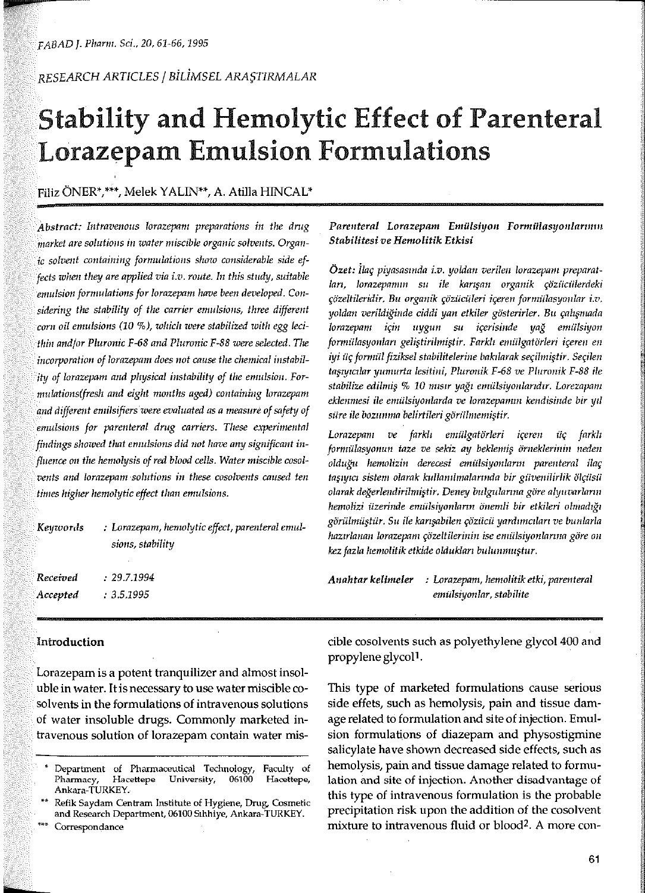RESEARCH ARTICLES / BİLİMSEL ARAŞTIRMALAR

# Stability and Hemolytic Effect of Parenteral Lorazepam Emulsion Formulations

Filiz ÖNER[*,***], Melek YALIN[**], A. Atilla HINCAL[*]

*Abstract: Intravenous lorazepam preparations in the drug market are solutions in water miscible organic solvents. Organic solvent containing formulations show considerable side effects when they are applied via i.v. route. In this study, suitable emulsion formulations for lorazepam have been developed. Considering the stability of the carrier emulsions, three different corn oil emulsions (10 %), which were stabilized with egg lecithin and/or Pluronic F-68 and Pluronic F-88 were selected. The incorporation of lorazepam does not cause the chemical instability of lorazepam and physical instability of the emulsion. Formulations(fresh and eight months aged) containing lorazepam and different emilsifiers were evaluated as a measure of safety of emulsions for parenteral drug carriers. These experimental findings showed that emulsions did not have any significant influence on the hemolysis of red blood cells. Water miscible cosolvents and lorazepam solutions in these cosolvents caused ten times higher hemolytic effect than emulsions.*

*Keywords* : *Lorazepam, hemolytic effect, parenteral emulsions, stability*

*Received* : *29.7.1994*
*Accepted* : *3.5.1995*

***Parenteral Lorazepam Emülsiyon Formülasyonlarının Stabilitesi ve Hemolitik Etkisi***

*Özet: İlaç piyasasında i.v. yoldan verilen lorazepam preparatları, lorazepamın su ile karışan organik çözücülerdeki çözeltileridir. Bu organik çözücüleri içeren formülasyonlar i.v. yoldan verildiğinde ciddi yan etkiler gösterirler. Bu çalışmada lorazepam için uygun su içerisinde yağ emülsiyon formülasyonları geliştirilmiştir. Farklı emülgatörleri içeren en iyi üç formül fiziksel stabilitelerine bakılarak seçilmiştir. Seçilen taşıyıcılar yumurta lesitini, Pluronik F-68 ve Pluronik F-88 ile stabilize edilmiş % 10 mısır yağı emülsiyonlarıdır. Lorezapam eklenmesi ile emülsiyonlarda ve lorazepamın kendisinde bir yıl süre ile bozunma belirtileri görülmemiştir.*

*Lorazepam ve farklı emülgatörleri içeren üç farklı formülasyonun taze ve sekiz ay beklemiş örneklerinin neden olduğu hemolizin derecesi emülsiyonların parenteral ilaç taşıyıcı sistem olarak kullanılmalarında bir güvenilirlik ölçüsü olarak değerlendirilmiştir. Deney bulgularına göre alyuvarların hemolizi üzerinde emülsiyonların önemli bir etkileri olmadığı görülmüştür. Su ile karışabilen çözücü yardımcıları ve bunlarla hazırlanan lorazepam çözeltilerinin ise emülsiyonlarına göre on kez fazla hemolitik etkide oldukları bulunmuştur.*

***Anahtar kelimeler*** : *Lorazepam, hemolitik etki, parenteral emülsiyonlar, stabilite*

## Introduction

Lorazepam is a potent tranquilizer and almost insoluble in water. It is necessary to use water miscible cosolvents in the formulations of intravenous solutions of water insoluble drugs. Commonly marketed intravenous solution of lorazepam contain water miscible cosolvents such as polyethylene glycol 400 and propylene glycol[1].

This type of marketed formulations cause serious side effets, such as hemolysis, pain and tissue damage related to formulation and site of injection. Emulsion formulations of diazepam and physostigmine salicylate have shown decreased side effects, such as hemolysis, pain and tissue damage related to formulation and site of injection. Another disadvantage of this type of intravenous formulation is the probable precipitation risk upon the addition of the cosolvent mixture to intravenous fluid or blood[2]. A more con-

[*] Department of Pharmaceutical Technology, Faculty of Pharmacy, Hacettepe University, 06100 Hacettepe, Ankara-TURKEY.

[**] Refik Saydam Centram Institute of Hygiene, Drug, Cosmetic and Research Department, 06100 Sıhhiye, Ankara-TURKEY.

[***] Correspondance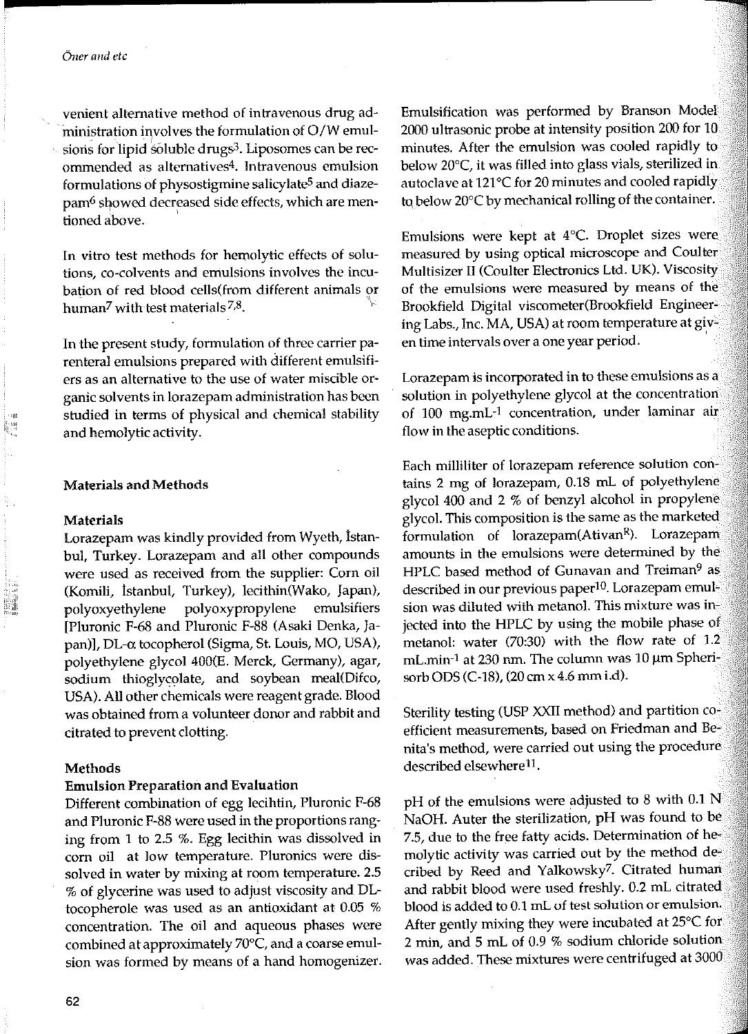venient alternative method of intravenous drug administration involves the formulation of O/W emulsions for lipid soluble drugs[3]. Liposomes can be recommended as alternatives[4]. Intravenous emulsion formulations of physostigmine salicylate[5] and diazepam[6] showed decreased side effects, which are mentioned above.

In vitro test methods for hemolytic effects of solutions, co-colvents and emulsions involves the incubation of red blood cells(from different animals or human[7] with test materials[7,8].

In the present study, formulation of three carrier parenteral emulsions prepared with different emulsifiers as an alternative to the use of water miscible organic solvents in lorazepam administration has been studied in terms of physical and chemical stability and hemolytic activity.

## Materials and Methods

### Materials

Lorazepam was kindly provided from Wyeth, İstanbul, Turkey. Lorazepam and all other compounds were used as received from the supplier: Corn oil (Komili, İstanbul, Turkey), lecithin(Wako, Japan), polyoxyethylene polyoxypropylene emulsifiers [Pluronic F-68 and Pluronic F-88 (Asaki Denka, Japan)], DL-α tocopherol (Sigma, St. Louis, MO, USA), polyethylene glycol 400(E. Merck, Germany), agar, sodium thioglycolate, and soybean meal(Difco, USA). All other chemicals were reagent grade. Blood was obtained from a volunteer donor and rabbit and citrated to prevent clotting.

### Methods

### Emulsion Preparation and Evaluation

Different combination of egg lecihtin, Pluronic F-68 and Pluronic F-88 were used in the proportions ranging from 1 to 2.5 %. Egg lecithin was dissolved in corn oil at low temperature. Pluronics were dissolved in water by mixing at room temperature. 2.5 % of glycerine was used to adjust viscosity and DL-tocopherole was used as an antioxidant at 0.05 % concentration. The oil and aqueous phases were combined at approximately 70°C, and a coarse emulsion was formed by means of a hand homogenizer. Emulsification was performed by Branson Model 2000 ultrasonic probe at intensity position 200 for 10 minutes. After the emulsion was cooled rapidly to below 20°C, it was filled into glass vials, sterilized in autoclave at 121°C for 20 minutes and cooled rapidly to below 20°C by mechanical rolling of the container.

Emulsions were kept at 4°C. Droplet sizes were measured by using optical microscope and Coulter Multisizer II (Coulter Electronics Ltd. UK). Viscosity of the emulsions were measured by means of the Brookfield Digital viscometer(Brookfield Engineering Labs., Inc. MA, USA) at room temperature at given time intervals over a one year period.

Lorazepam is incorporated in to these emulsions as a solution in polyethylene glycol at the concentration of 100 $mg.mL^{-1}$ concentration, under laminar air flow in the aseptic conditions.

Each milliliter of lorazepam reference solution contains 2 mg of lorazepam, 0.18 mL of polyethylene glycol 400 and 2 % of benzyl alcohol in propylene glycol. This composition is the same as the marketed formulation of lorazepam(Ativan[R]). Lorazepam amounts in the emulsions were determined by the HPLC based method of Gunavan and Treiman[9] as described in our previous paper[10]. Lorazepam emulsion was diluted with metanol. This mixture was injected into the HPLC by using the mobile phase of metanol: water (70:30) with the flow rate of 1.2 $mL.min^{-1}$ at 230 nm. The column was 10 μm Spherisorb ODS (C-18), (20 cm x 4.6 mm i.d).

Sterility testing (USP XXII method) and partition coefficient measurements, based on Friedman and Benita's method, were carried out using the procedure described elsewhere[11].

pH of the emulsions were adjusted to 8 with 0.1 N NaOH. Auter the sterilization, pH was found to be 7.5, due to the free fatty acids. Determination of hemolytic activity was carried out by the method decribed by Reed and Yalkowsky[7]. Citrated human and rabbit blood were used freshly. 0.2 mL citrated blood is added to 0.1 mL of test solution or emulsion. After gently mixing they were incubated at 25°C for 2 min, and 5 mL of 0.9 % sodium chloride solution was added. These mixtures were centrifuged at 3000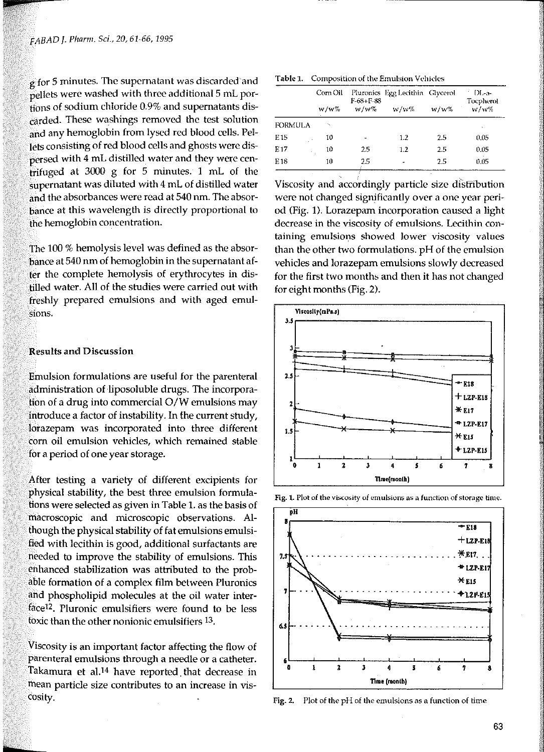g for 5 minutes. The supernatant was discarded and pellets were washed with three additional 5 mL portions of sodium chloride 0.9% and supernatants discarded. These washings removed the test solution and any hemoglobin from lysed red blood cells. Pellets consisting of red blood cells and ghosts were dispersed with 4 mL distilled water and they were centrifuged at 3000 g for 5 minutes. 1 mL of the supernatant was diluted with 4 mL of distilled water and the absorbances were read at 540 nm. The absorbance at this wavelength is directly proportional to the hemoglobin concentration.

The 100 % hemolysis level was defined as the absorbance at 540 nm of hemoglobin in the supernatant after the complete hemolysis of erythrocytes in distilled water. All of the studies were carried out with freshly prepared emulsions and with aged emulsions.

## Results and Discussion

Emulsion formulations are useful for the parenteral administration of liposoluble drugs. The incorporation of a drug into commercial O/W emulsions may introduce a factor of instability. In the current study, lorazepam was incorporated into three different corn oil emulsion vehicles, which remained stable for a period of one year storage.

After testing a variety of different excipients for physical stability, the best three emulsion formulations were selected as given in Table 1. as the basis of macroscopic and microscopic observations. Although the physical stability of fat emulsions emulsified with lecithin is good, additional surfactants are needed to improve the stability of emulsions. This enhanced stabilization was attributed to the probable formation of a complex film between Pluronics and phospholipid molecules at the oil water interface[12]. Pluronic emulsifiers were found to be less toxic than the other nonionic emulsifiers [13].

Viscosity is an important factor affecting the flow of parenteral emulsions through a needle or a catheter. Takamura et al.[14] have reported that decrease in mean particle size contributes to an increase in viscosity.

**Table 1.** Composition of the Emulsion Vehicles

| | Corn Oil w/w% | Pluronics F-68+F-88 w/w% | Egg Lecithin w/w% | Glycerol w/w% | DL-α-Tocpherol w/w% |
|---|---|---|---|---|---|
| FORMULA | | | | | |
| E 15 | 10 | - | 1.2 | 2.5 | 0.05 |
| E 17 | 10 | 2.5 | 1.2 | 2.5 | 0.05 |
| E 18 | 10 | 2.5 | - | 2.5 | 0.05 |

Viscosity and accordingly particle size distribution were not changed significantly over a one year period (Fig. 1). Lorazepam incorporation caused a light decrease in the viscosity of emulsions. Lecithin containing emulsions showed lower viscosity values than the other two formulations. pH of the emulsion vehicles and lorazepam emulsions slowly decreased for the first two months and then it has not changed for eight months (Fig. 2).

Fig. 1. Plot of the viscosity of emulsions as a function of storage time.

Fig. 2. Plot of the pH of the emulsions as a function of time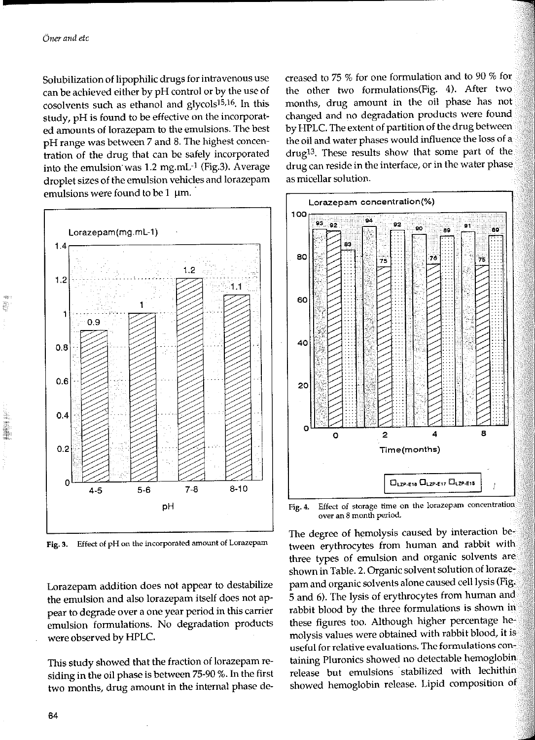Solubilization of lipophilic drugs for intravenous use can be achieved either by pH control or by the use of cosolvents such as ethanol and glycols[15,16]. In this study, pH is found to be effective on the incorporated amounts of lorazepam to the emulsions. The best pH range was between 7 and 8. The highest concentration of the drug that can be safely incorporated into the emulsion was 1.2 mg.mL$^{-1}$ (Fig.3). Average droplet sizes of the emulsion vehicles and lorazepam emulsions were found to be 1 μm.

Fig. 3. Effect of pH on the incorporated amount of Lorazepam

Lorazepam addition does not appear to destabilize the emulsion and also lorazepam itself does not appear to degrade over a one year period in this carrier emulsion formulations. No degradation products were observed by HPLC.

This study showed that the fraction of lorazepam residing in the oil phase is between 75-90 %. In the first two months, drug amount in the internal phase decreased to 75 % for one formulation and to 90 % for the other two formulations(Fig. 4). After two months, drug amount in the oil phase has not changed and no degradation products were found by HPLC. The extent of partition of the drug between the oil and water phases would influence the loss of a drug[13]. These results show that some part of the drug can reside in the interface, or in the water phase as micellar solution.

Fig. 4. Effect of storage time on the lorazepam concentration over an 8 month period.

The degree of hemolysis caused by interaction between erythrocytes from human and rabbit with three types of emulsion and organic solvents are shown in Table. 2. Organic solvent solution of lorazepam and organic solvents alone caused cell lysis (Fig. 5 and 6). The lysis of erythrocytes from human and rabbit blood by the three formulations is shown in these figures too. Although higher percentage hemolysis values were obtained with rabbit blood, it is useful for relative evaluations. The formulations containing Pluronics showed no detectable hemoglobin release but emulsions stabilized with lechithin showed hemoglobin release. Lipid composition of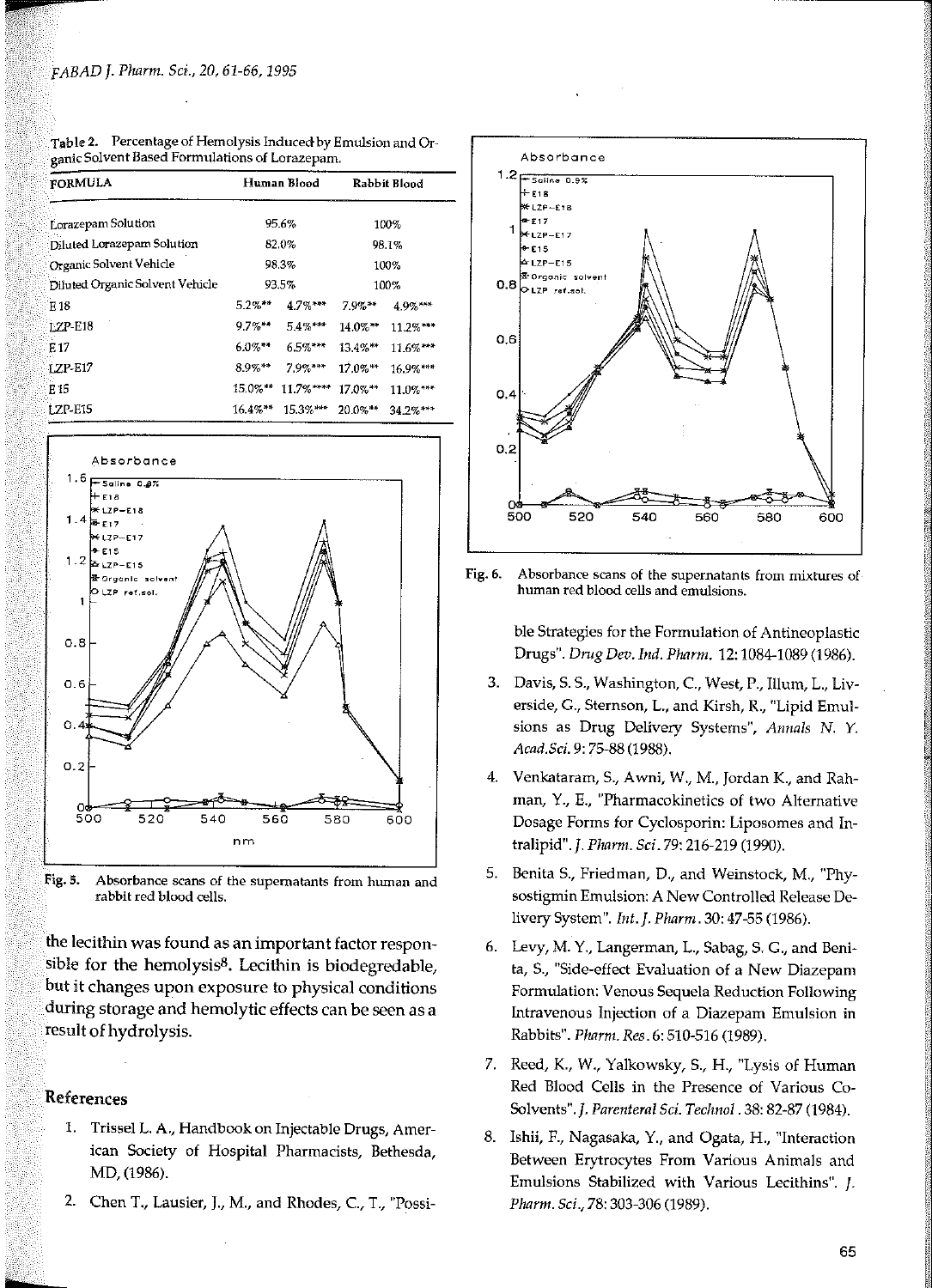Table 2. Percentage of Hemolysis Induced by Emulsion and Organic Solvent Based Formulations of Lorazepam.

| FORMULA | Human Blood | | Rabbit Blood | |
|---|---|---|---|---|
| Lorazepam Solution | 95.6% | | 100% | |
| Diluted Lorazepam Solution | 82.0% | | 98.1% | |
| Organic Solvent Vehicle | 98.3% | | 100% | |
| Diluted Organic Solvent Vehicle | 93.5% | | 100% | |
| E 18 | 5.2%** | 4.7%*** | 7.9%** | 4.9%*** |
| LZP-E18 | 9.7%** | 5.4%*** | 14.0%** | 11.2%*** |
| E 17 | 6.0%** | 6.5%*** | 13.4%** | 11.6%*** |
| LZP-E17 | 8.9%** | 7.9%*** | 17.0%** | 16.9%*** |
| E 15 | 15.0%** | 11.7%**** | 17.0%** | 11.0%*** |
| LZP-E15 | 16.4%** | 15.3%*** | 20.0%** | 34.2%*** |

Fig. 5. Absorbance scans of the supernatants from human and rabbit red blood cells.

Fig. 6. Absorbance scans of the supernatants from mixtures of human red blood cells and emulsions.

the lecithin was found as an important factor responsible for the hemolysis[8]. Lecithin is biodegredable, but it changes upon exposure to physical conditions during storage and hemolytic effects can be seen as a result of hydrolysis.

## References

1. Trissel L. A., Handbook on Injectable Drugs, American Society of Hospital Pharmacists, Bethesda, MD, (1986).
2. Chen T., Lausier, J., M., and Rhodes, C., T., "Possible Strategies for the Formulation of Antineoplastic Drugs". *Drug Dev. Ind. Pharm.* 12: 1084-1089 (1986).
3. Davis, S. S., Washington, C., West, P., Illum, L., Liverside, G., Sternson, L., and Kirsh, R., "Lipid Emulsions as Drug Delivery Systems", *Annals N. Y. Acad.Sci.* 9: 75-88 (1988).
4. Venkataram, S., Awni, W., M., Jordan K., and Rahman, Y., E., "Pharmacokinetics of two Alternative Dosage Forms for Cyclosporin: Liposomes and Intralipid". *J. Pharm. Sci.* 79: 216-219 (1990).
5. Benita S., Friedman, D., and Weinstock, M., "Physostigmin Emulsion: A New Controlled Release Delivery System". *Int. J. Pharm.* 30: 47-55 (1986).
6. Levy, M. Y., Langerman, L., Sabag, S. G., and Benita, S., "Side-effect Evaluation of a New Diazepam Formulation: Venous Sequela Reduction Following Intravenous Injection of a Diazepam Emulsion in Rabbits". *Pharm. Res.* 6: 510-516 (1989).
7. Reed, K., W., Yalkowsky, S., H., "Lysis of Human Red Blood Cells in the Presence of Various Co-Solvents". *J. Parenteral Sci. Technol.* 38: 82-87 (1984).
8. Ishii, F., Nagasaka, Y., and Ogata, H., "Interaction Between Erytrocytes From Various Animals and Emulsions Stabilized with Various Lecithins". *J. Pharm. Sci.*, 78: 303-306 (1989).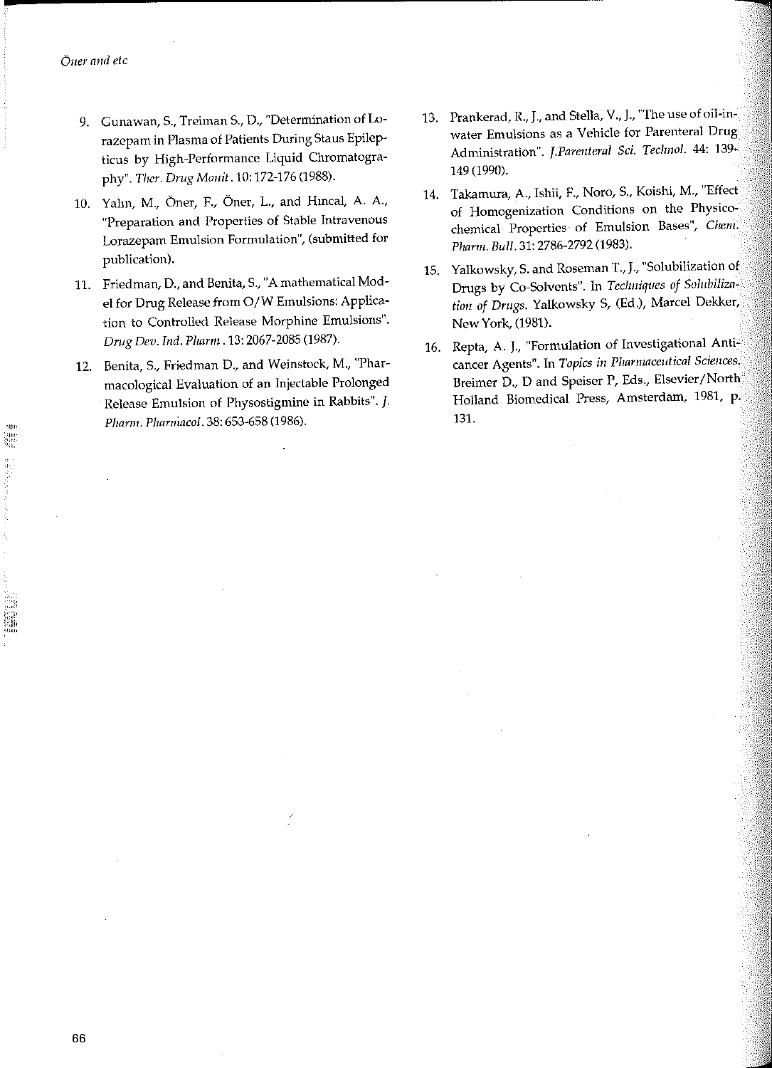9. Gunawan, S., Treiman S., D., "Determination of Lorazepam in Plasma of Patients During Staus Epilepticus by High-Performance Liquid Chromatography". *Ther. Drug Monit*. 10: 172-176 (1988).

10. Yalın, M., Öner, F., Öner, L., and Hıncal, A. A., "Preparation and Properties of Stable Intravenous Lorazepam Emulsion Formulation", (submitted for publication).

11. Friedman, D., and Benita, S., "A mathematical Model for Drug Release from O/W Emulsions: Application to Controlled Release Morphine Emulsions". *Drug Dev. Ind. Pharm*. 13: 2067-2085 (1987).

12. Benita, S., Friedman D., and Weinstock, M., "Pharmacological Evaluation of an Injectable Prolonged Release Emulsion of Physostigmine in Rabbits". *J. Pharm. Pharmacol*. 38: 653-658 (1986).

13. Prankerad, R., J., and Stella, V., J., "The use of oil-in-water Emulsions as a Vehicle for Parenteral Drug Administration". *J.Parenteral Sci. Technol.* 44: 139-149 (1990).

14. Takamura, A., Ishii, F., Noro, S., Koishi, M., "Effect of Homogenization Conditions on the Physicochemical Properties of Emulsion Bases", *Chem. Pharm. Bull*. 31: 2786-2792 (1983).

15. Yalkowsky, S. and Roseman T., J., "Solubilization of Drugs by Co-Solvents". In *Techniques of Solubilization of Drugs*. Yalkowsky S, (Ed.), Marcel Dekker, New York, (1981).

16. Repta, A. J., "Formulation of Investigational Anticancer Agents". In *Topics in Pharmaceutical Sciences*. Breimer D., D and Speiser P, Eds., Elsevier/North Holland Biomedical Press, Amsterdam, 1981, p. 131.